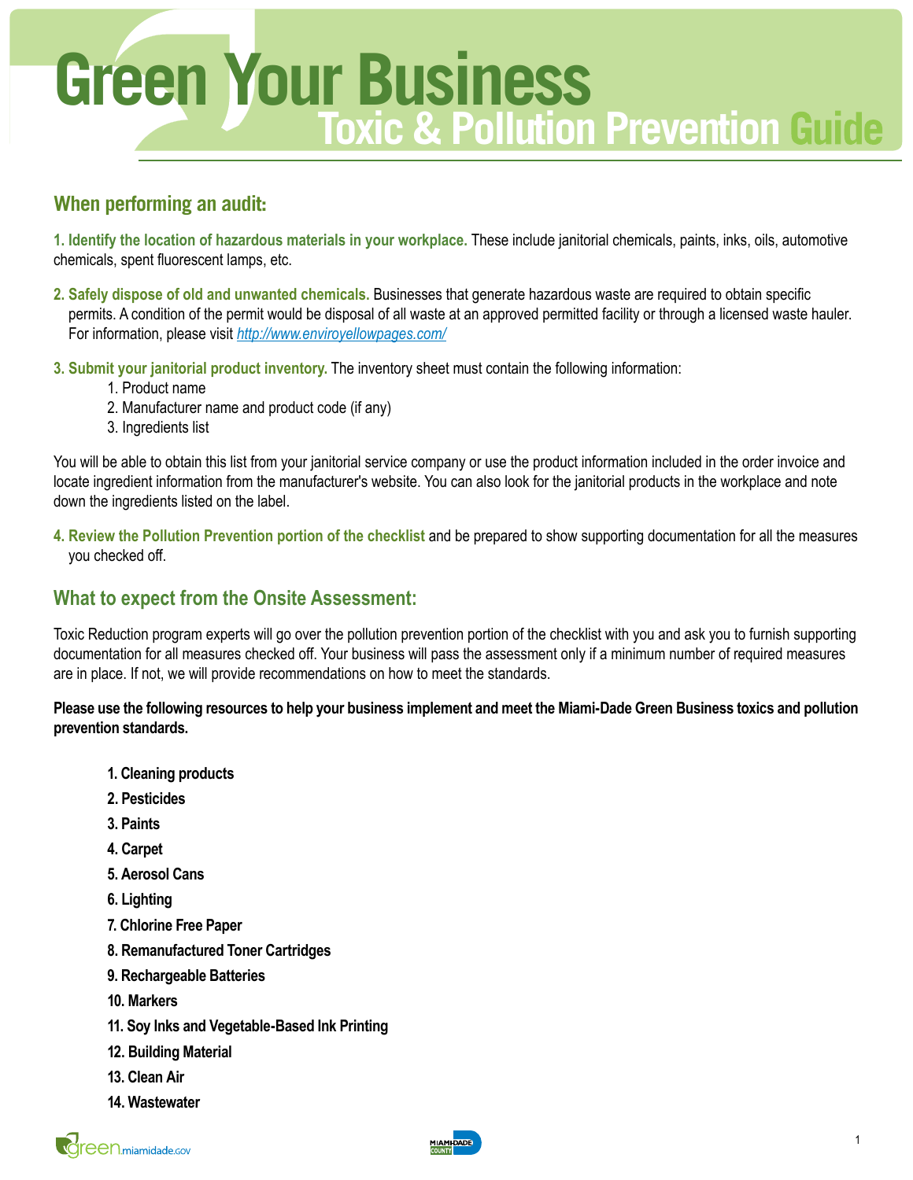# Green Your Business

## Toxic & Pollution Prevention Guide

### When performing an audit:

1. **Identify the location of hazardous materials in your workplace.** These include janitorial chemicals, paints, inks, oils, automotive chemicals, spent fluorescent lamps, etc.

2. **Safely dispose of old and unwanted chemicals.** Businesses that generate hazardous waste are required to obtain specific permits. A condition of the permit would be disposal of all waste at an approved permitted facility or through a licensed waste hauler. For information, please visit *http://www.enviroyellowpages.com/*

3. **Submit your janitorial product inventory.** The inventory sheet must contain the following information:
    1. Product name
    2. Manufacturer name and product code (if any)
    3. Ingredients list

You will be able to obtain this list from your janitorial service company or use the product information included in the order invoice and locate ingredient information from the manufacturer's website. You can also look for the janitorial products in the workplace and note down the ingredients listed on the label.

4. **Review the Pollution Prevention portion of the checklist** and be prepared to show supporting documentation for all the measures you checked off.

### What to expect from the Onsite Assessment:

Toxic Reduction program experts will go over the pollution prevention portion of the checklist with you and ask you to furnish supporting documentation for all measures checked off. Your business will pass the assessment only if a minimum number of required measures are in place. If not, we will provide recommendations on how to meet the standards.

**Please use the following resources to help your business implement and meet the Miami-Dade Green Business toxics and pollution prevention standards.**

1. **Cleaning products**
2. **Pesticides**
3. **Paints**
4. **Carpet**
5. **Aerosol Cans**
6. **Lighting**
7. **Chlorine Free Paper**
8. **Remanufactured Toner Cartridges**
9. **Rechargeable Batteries**
10. **Markers**
11. **Soy Inks and Vegetable-Based Ink Printing**
12. **Building Material**
13. **Clean Air**
14. **Wastewater**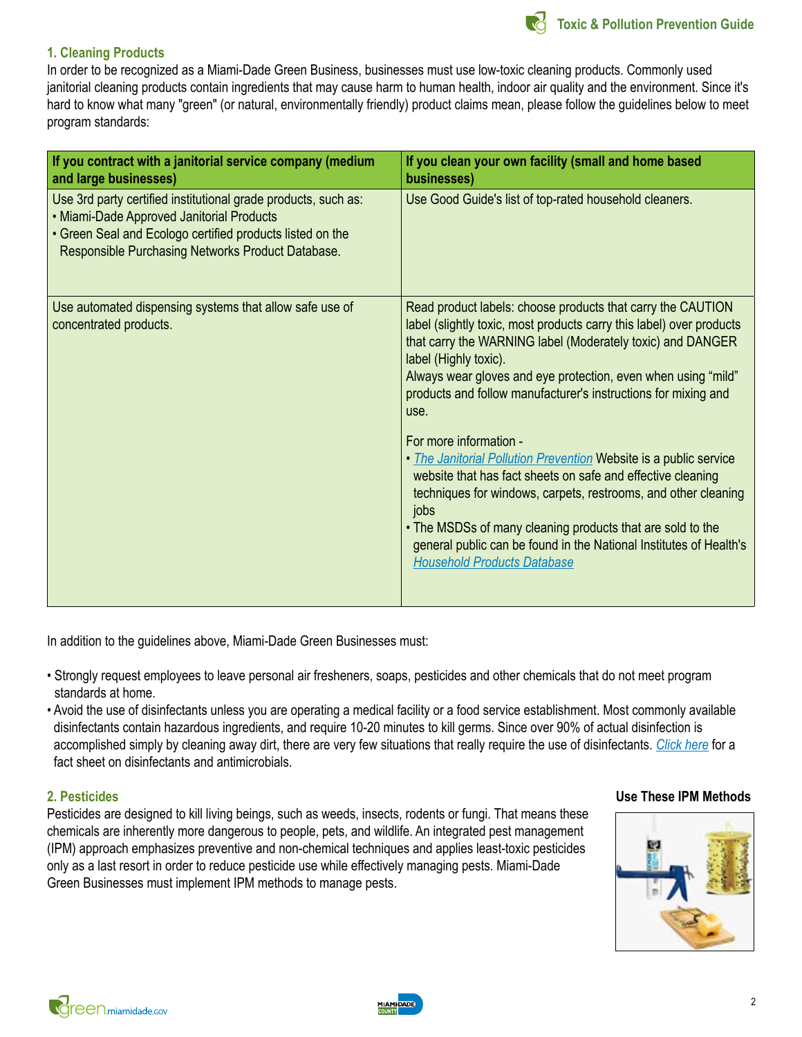## 1. Cleaning Products

In order to be recognized as a Miami-Dade Green Business, businesses must use low-toxic cleaning products. Commonly used janitorial cleaning products contain ingredients that may cause harm to human health, indoor air quality and the environment. Since it's hard to know what many "green" (or natural, environmentally friendly) product claims mean, please follow the guidelines below to meet program standards:

| If you contract with a janitorial service company (medium and large businesses) | If you clean your own facility (small and home based businesses) |
|---|---|
| Use 3rd party certified institutional grade products, such as:<br>• Miami-Dade Approved Janitorial Products<br>• Green Seal and Ecologo certified products listed on the Responsible Purchasing Networks Product Database. | Use Good Guide's list of top-rated household cleaners. |
| Use automated dispensing systems that allow safe use of concentrated products. | Read product labels: choose products that carry the CAUTION label (slightly toxic, most products carry this label) over products that carry the WARNING label (Moderately toxic) and DANGER label (Highly toxic).<br>Always wear gloves and eye protection, even when using "mild" products and follow manufacturer's instructions for mixing and use.<br><br>For more information -<br>• *The Janitorial Pollution Prevention* Website is a public service website that has fact sheets on safe and effective cleaning techniques for windows, carpets, restrooms, and other cleaning jobs<br>• The MSDSs of many cleaning products that are sold to the general public can be found in the National Institutes of Health's *Household Products Database* |

In addition to the guidelines above, Miami-Dade Green Businesses must:

- Strongly request employees to leave personal air fresheners, soaps, pesticides and other chemicals that do not meet program standards at home.
- Avoid the use of disinfectants unless you are operating a medical facility or a food service establishment. Most commonly available disinfectants contain hazardous ingredients, and require 10-20 minutes to kill germs. Since over 90% of actual disinfection is accomplished simply by cleaning away dirt, there are very few situations that really require the use of disinfectants. *Click here* for a fact sheet on disinfectants and antimicrobials.

## 2. Pesticides

Pesticides are designed to kill living beings, such as weeds, insects, rodents or fungi. That means these chemicals are inherently more dangerous to people, pets, and wildlife. An integrated pest management (IPM) approach emphasizes preventive and non-chemical techniques and applies least-toxic pesticides only as a last resort in order to reduce pesticide use while effectively managing pests. Miami-Dade Green Businesses must implement IPM methods to manage pests.

**Use These IPM Methods**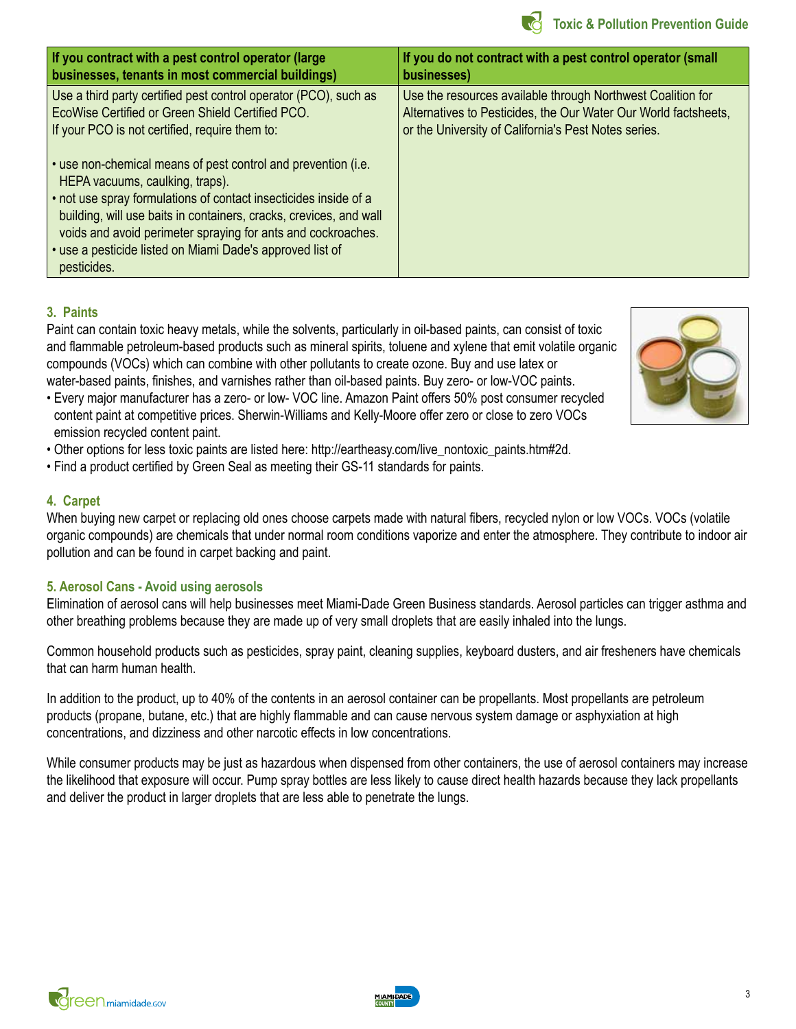| If you contract with a pest control operator (large businesses, tenants in most commercial buildings) | If you do not contract with a pest control operator (small businesses) |
| --- | --- |
| Use a third party certified pest control operator (PCO), such as EcoWise Certified or Green Shield Certified PCO.<br>If your PCO is not certified, require them to:<br><br>• use non-chemical means of pest control and prevention (i.e. HEPA vacuums, caulking, traps).<br>• not use spray formulations of contact insecticides inside of a building, will use baits in containers, cracks, crevices, and wall voids and avoid perimeter spraying for ants and cockroaches.<br>• use a pesticide listed on Miami Dade's approved list of pesticides. | Use the resources available through Northwest Coalition for Alternatives to Pesticides, the Our Water Our World factsheets, or the University of California's Pest Notes series. |

### 3. Paints

Paint can contain toxic heavy metals, while the solvents, particularly in oil-based paints, can consist of toxic and flammable petroleum-based products such as mineral spirits, toluene and xylene that emit volatile organic compounds (VOCs) which can combine with other pollutants to create ozone. Buy and use latex or water-based paints, finishes, and varnishes rather than oil-based paints. Buy zero- or low-VOC paints.

- Every major manufacturer has a zero- or low- VOC line. Amazon Paint offers 50% post consumer recycled content paint at competitive prices. Sherwin-Williams and Kelly-Moore offer zero or close to zero VOCs emission recycled content paint.
- Other options for less toxic paints are listed here: http://eartheasy.com/live_nontoxic_paints.htm#2d.
- Find a product certified by Green Seal as meeting their GS-11 standards for paints.

### 4. Carpet

When buying new carpet or replacing old ones choose carpets made with natural fibers, recycled nylon or low VOCs. VOCs (volatile organic compounds) are chemicals that under normal room conditions vaporize and enter the atmosphere. They contribute to indoor air pollution and can be found in carpet backing and paint.

### 5. Aerosol Cans - Avoid using aerosols

Elimination of aerosol cans will help businesses meet Miami-Dade Green Business standards. Aerosol particles can trigger asthma and other breathing problems because they are made up of very small droplets that are easily inhaled into the lungs.

Common household products such as pesticides, spray paint, cleaning supplies, keyboard dusters, and air fresheners have chemicals that can harm human health.

In addition to the product, up to 40% of the contents in an aerosol container can be propellants. Most propellants are petroleum products (propane, butane, etc.) that are highly flammable and can cause nervous system damage or asphyxiation at high concentrations, and dizziness and other narcotic effects in low concentrations.

While consumer products may be just as hazardous when dispensed from other containers, the use of aerosol containers may increase the likelihood that exposure will occur. Pump spray bottles are less likely to cause direct health hazards because they lack propellants and deliver the product in larger droplets that are less able to penetrate the lungs.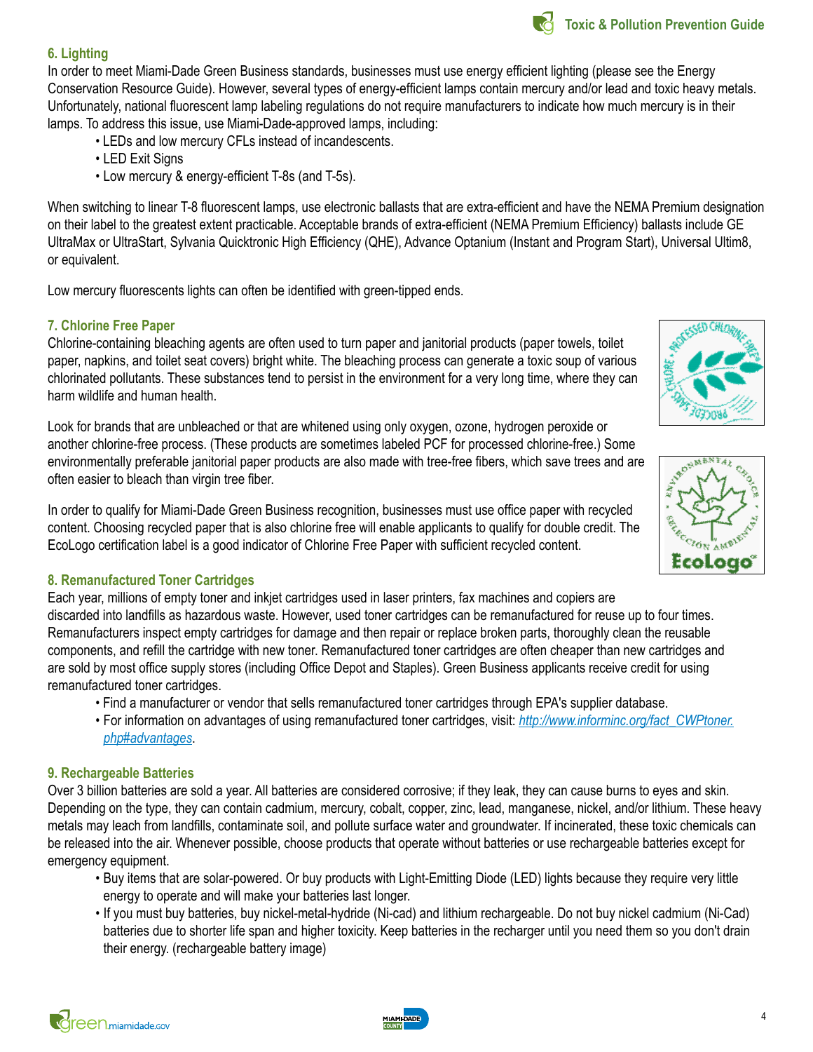### 6. Lighting

In order to meet Miami-Dade Green Business standards, businesses must use energy efficient lighting (please see the Energy Conservation Resource Guide). However, several types of energy-efficient lamps contain mercury and/or lead and toxic heavy metals. Unfortunately, national fluorescent lamp labeling regulations do not require manufacturers to indicate how much mercury is in their lamps. To address this issue, use Miami-Dade-approved lamps, including:

- LEDs and low mercury CFLs instead of incandescents.
- LED Exit Signs
- Low mercury & energy-efficient T-8s (and T-5s).

When switching to linear T-8 fluorescent lamps, use electronic ballasts that are extra-efficient and have the NEMA Premium designation on their label to the greatest extent practicable. Acceptable brands of extra-efficient (NEMA Premium Efficiency) ballasts include GE UltraMax or UltraStart, Sylvania Quicktronic High Efficiency (QHE), Advance Optanium (Instant and Program Start), Universal Ultim8, or equivalent.

Low mercury fluorescents lights can often be identified with green-tipped ends.

### 7. Chlorine Free Paper

Chlorine-containing bleaching agents are often used to turn paper and janitorial products (paper towels, toilet paper, napkins, and toilet seat covers) bright white. The bleaching process can generate a toxic soup of various chlorinated pollutants. These substances tend to persist in the environment for a very long time, where they can harm wildlife and human health.

Look for brands that are unbleached or that are whitened using only oxygen, ozone, hydrogen peroxide or another chlorine-free process. (These products are sometimes labeled PCF for processed chlorine-free.) Some environmentally preferable janitorial paper products are also made with tree-free fibers, which save trees and are often easier to bleach than virgin tree fiber.

In order to qualify for Miami-Dade Green Business recognition, businesses must use office paper with recycled content. Choosing recycled paper that is also chlorine free will enable applicants to qualify for double credit. The EcoLogo certification label is a good indicator of Chlorine Free Paper with sufficient recycled content.

### 8. Remanufactured Toner Cartridges

Each year, millions of empty toner and inkjet cartridges used in laser printers, fax machines and copiers are discarded into landfills as hazardous waste. However, used toner cartridges can be remanufactured for reuse up to four times. Remanufacturers inspect empty cartridges for damage and then repair or replace broken parts, thoroughly clean the reusable components, and refill the cartridge with new toner. Remanufactured toner cartridges are often cheaper than new cartridges and are sold by most office supply stores (including Office Depot and Staples). Green Business applicants receive credit for using remanufactured toner cartridges.

- Find a manufacturer or vendor that sells remanufactured toner cartridges through EPA's supplier database.
- For information on advantages of using remanufactured toner cartridges, visit: http://www.informinc.org/fact_CWPtoner.php#advantages.

### 9. Rechargeable Batteries

Over 3 billion batteries are sold a year. All batteries are considered corrosive; if they leak, they can cause burns to eyes and skin. Depending on the type, they can contain cadmium, mercury, cobalt, copper, zinc, lead, manganese, nickel, and/or lithium. These heavy metals may leach from landfills, contaminate soil, and pollute surface water and groundwater. If incinerated, these toxic chemicals can be released into the air. Whenever possible, choose products that operate without batteries or use rechargeable batteries except for emergency equipment.

- Buy items that are solar-powered. Or buy products with Light-Emitting Diode (LED) lights because they require very little energy to operate and will make your batteries last longer.
- If you must buy batteries, buy nickel-metal-hydride (Ni-cad) and lithium rechargeable. Do not buy nickel cadmium (Ni-Cad) batteries due to shorter life span and higher toxicity. Keep batteries in the recharger until you need them so you don't drain their energy. (rechargeable battery image)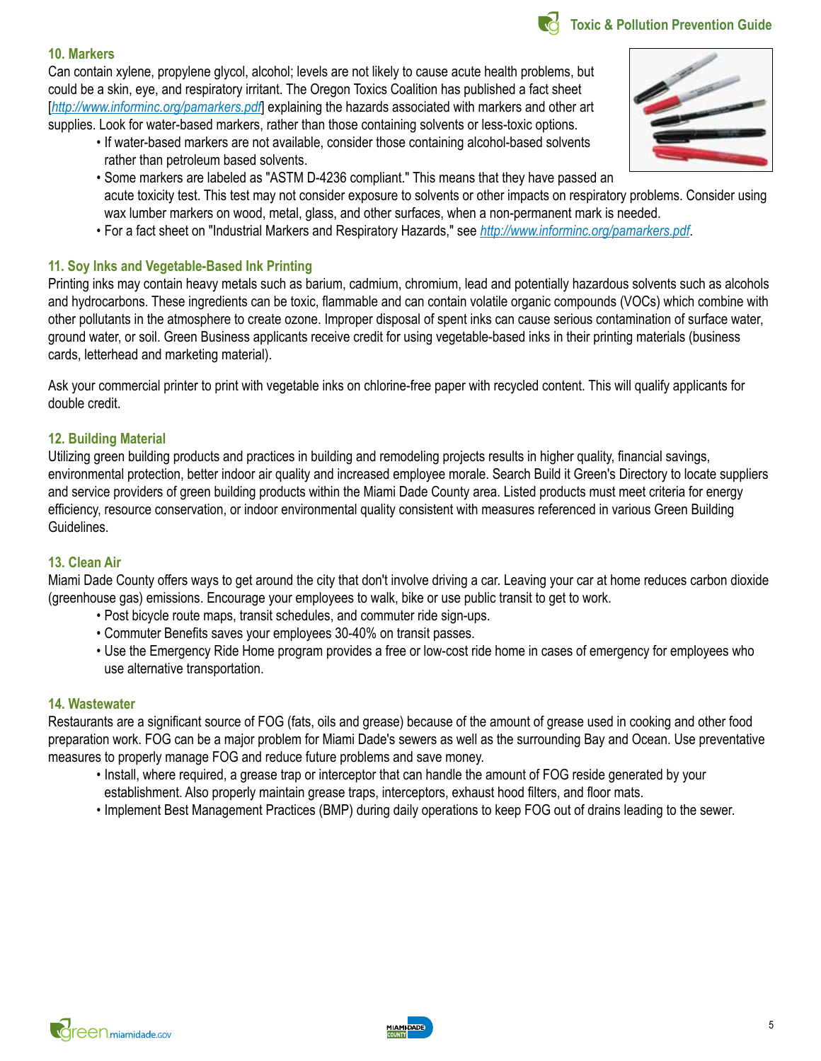### 10. Markers

Can contain xylene, propylene glycol, alcohol; levels are not likely to cause acute health problems, but could be a skin, eye, and respiratory irritant. The Oregon Toxics Coalition has published a fact sheet [http://www.informinc.org/pamarkers.pdf] explaining the hazards associated with markers and other art supplies. Look for water-based markers, rather than those containing solvents or less-toxic options.

- If water-based markers are not available, consider those containing alcohol-based solvents rather than petroleum based solvents.
- Some markers are labeled as "ASTM D-4236 compliant." This means that they have passed an acute toxicity test. This test may not consider exposure to solvents or other impacts on respiratory problems. Consider using wax lumber markers on wood, metal, glass, and other surfaces, when a non-permanent mark is needed.
- For a fact sheet on "Industrial Markers and Respiratory Hazards," see http://www.informinc.org/pamarkers.pdf.

### 11. Soy Inks and Vegetable-Based Ink Printing

Printing inks may contain heavy metals such as barium, cadmium, chromium, lead and potentially hazardous solvents such as alcohols and hydrocarbons. These ingredients can be toxic, flammable and can contain volatile organic compounds (VOCs) which combine with other pollutants in the atmosphere to create ozone. Improper disposal of spent inks can cause serious contamination of surface water, ground water, or soil. Green Business applicants receive credit for using vegetable-based inks in their printing materials (business cards, letterhead and marketing material).

Ask your commercial printer to print with vegetable inks on chlorine-free paper with recycled content. This will qualify applicants for double credit.

### 12. Building Material

Utilizing green building products and practices in building and remodeling projects results in higher quality, financial savings, environmental protection, better indoor air quality and increased employee morale. Search Build it Green's Directory to locate suppliers and service providers of green building products within the Miami Dade County area. Listed products must meet criteria for energy efficiency, resource conservation, or indoor environmental quality consistent with measures referenced in various Green Building Guidelines.

### 13. Clean Air

Miami Dade County offers ways to get around the city that don't involve driving a car. Leaving your car at home reduces carbon dioxide (greenhouse gas) emissions. Encourage your employees to walk, bike or use public transit to get to work.

- Post bicycle route maps, transit schedules, and commuter ride sign-ups.
- Commuter Benefits saves your employees 30-40% on transit passes.
- Use the Emergency Ride Home program provides a free or low-cost ride home in cases of emergency for employees who use alternative transportation.

### 14. Wastewater

Restaurants are a significant source of FOG (fats, oils and grease) because of the amount of grease used in cooking and other food preparation work. FOG can be a major problem for Miami Dade's sewers as well as the surrounding Bay and Ocean. Use preventative measures to properly manage FOG and reduce future problems and save money.

- Install, where required, a grease trap or interceptor that can handle the amount of FOG reside generated by your establishment. Also properly maintain grease traps, interceptors, exhaust hood filters, and floor mats.
- Implement Best Management Practices (BMP) during daily operations to keep FOG out of drains leading to the sewer.